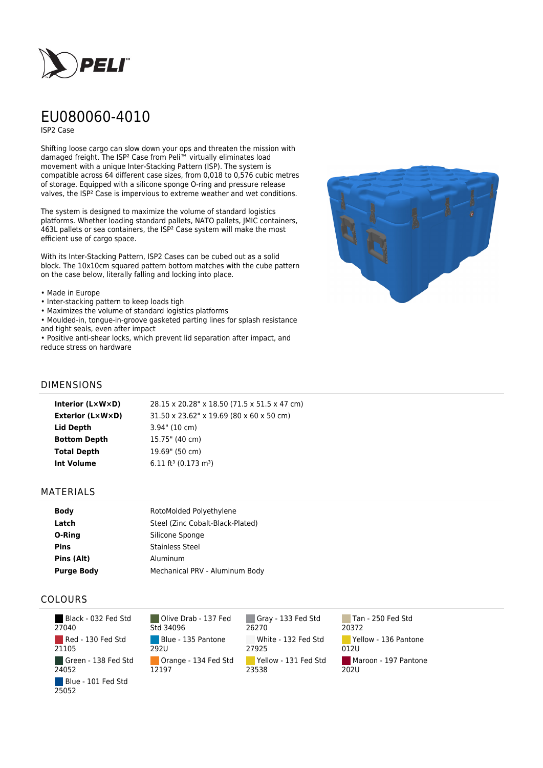# EU080060-4010

ISP2 Case

Shifting loose cargo can slow down your ops and threaten the mission with damaged freight. The ISP² Case from Peli™ virtually eliminates load movement with a unique Inter-Stacking Pattern (ISP). The system is compatible across 64 different case sizes, from 0,018 to 0,576 cubic metres of storage. Equipped with a silicone sponge O-ring and pressure release valves, the ISP² Case is impervious to extreme weather and wet conditions.

The system is designed to maximize the volume of standard logistics platforms. Whether loading standard pallets, NATO pallets, JMIC containers, 463L pallets or sea containers, the ISP² Case system will make the most efficient use of cargo space.

With its Inter-Stacking Pattern, ISP2 Cases can be cubed out as a solid block. The 10x10cm squared pattern bottom matches with the cube pattern on the case below, literally falling and locking into place.

- Made in Europe
- Inter-stacking pattern to keep loads tigh
- Maximizes the volume of standard logistics platforms
- Moulded-in, tongue-in-groove gasketed parting lines for splash resistance and tight seals, even after impact
- Positive anti-shear locks, which prevent lid separation after impact, and reduce stress on hardware

## DIMENSIONS

| | |
|---|---|
| **Interior (L×W×D)** | 28.15 x 20.28" x 18.50 (71.5 x 51.5 x 47 cm) |
| **Exterior (L×W×D)** | 31.50 x 23.62" x 19.69 (80 x 60 x 50 cm) |
| **Lid Depth** | 3.94" (10 cm) |
| **Bottom Depth** | 15.75" (40 cm) |
| **Total Depth** | 19.69" (50 cm) |
| **Int Volume** | 6.11 ft³ (0.173 m³) |

## MATERIALS

| | |
|---|---|
| **Body** | RotoMolded Polyethylene |
| **Latch** | Steel (Zinc Cobalt-Black-Plated) |
| **O-Ring** | Silicone Sponge |
| **Pins** | Stainless Steel |
| **Pins (Alt)** | Aluminum |
| **Purge Body** | Mechanical PRV - Aluminum Body |

## COLOURS

- Black - 032 Fed Std 27040
- Olive Drab - 137 Fed Std 34096
- Gray - 133 Fed Std 26270
- Tan - 250 Fed Std 20372
- Red - 130 Fed Std 21105
- Blue - 135 Pantone 292U
- White - 132 Fed Std 27925
- Yellow - 136 Pantone 012U
- Green - 138 Fed Std 24052
- Orange - 134 Fed Std 12197
- Yellow - 131 Fed Std 23538
- Maroon - 197 Pantone 202U
- Blue - 101 Fed Std 25052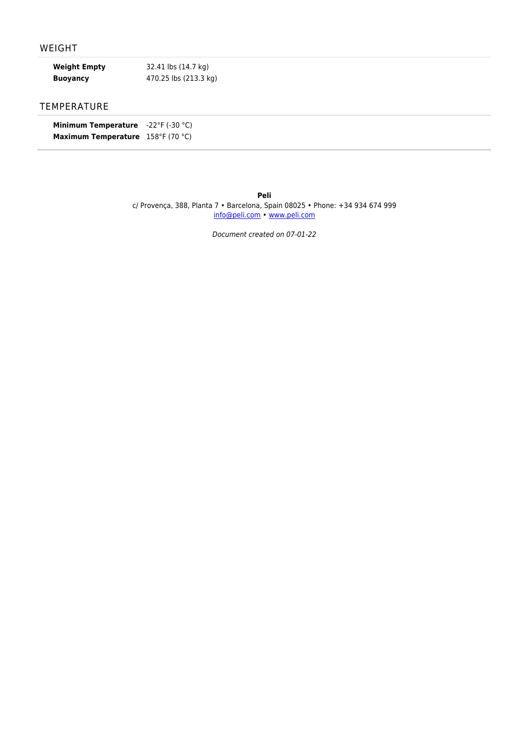## WEIGHT

| | |
|---|---|
| **Weight Empty** | 32.41 lbs (14.7 kg) |
| **Buoyancy** | 470.25 lbs (213.3 kg) |

## TEMPERATURE

| | |
|---|---|
| **Minimum Temperature** | -22°F (-30 °C) |
| **Maximum Temperature** | 158°F (70 °C) |

**Peli**
c/ Provença, 388, Planta 7 • Barcelona, Spain 08025 • Phone: +34 934 674 999
info@peli.com • www.peli.com

*Document created on 07-01-22*